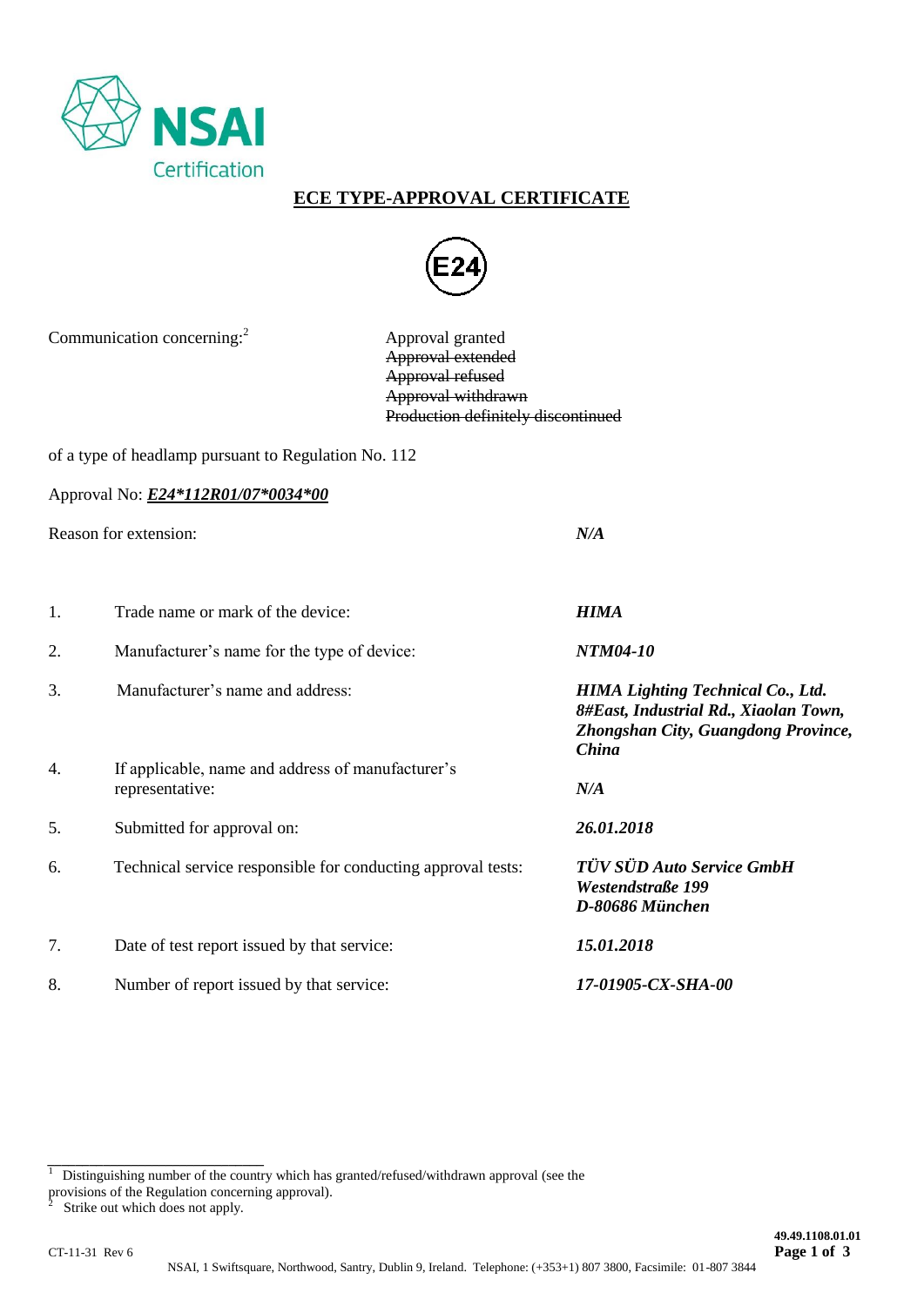NSAI Certification

# ECE TYPE-APPROVAL CERTIFICATE

E24

Communication concerning:[2]

Approval granted
~~Approval extended~~
~~Approval refused~~
~~Approval withdrawn~~
~~Production definitely discontinued~~

of a type of headlamp pursuant to Regulation No. 112

Approval No: ***E24*112R01/07*0034*00***

Reason for extension: *N/A*

| | | |
|---|---|---|
| 1. | Trade name or mark of the device: | ***HIMA*** |
| 2. | Manufacturer's name for the type of device: | ***NTM04-10*** |
| 3. | Manufacturer's name and address: | ***HIMA Lighting Technical Co., Ltd. 8#East, Industrial Rd., Xiaolan Town, Zhongshan City, Guangdong Province, China*** |
| 4. | If applicable, name and address of manufacturer's representative: | ***N/A*** |
| 5. | Submitted for approval on: | ***26.01.2018*** |
| 6. | Technical service responsible for conducting approval tests: | ***TÜV SÜD Auto Service GmbH Westendstraße 199 D-80686 München*** |
| 7. | Date of test report issued by that service: | ***15.01.2018*** |
| 8. | Number of report issued by that service: | ***17-01905-CX-SHA-00*** |

[1] Distinguishing number of the country which has granted/refused/withdrawn approval (see the provisions of the Regulation concerning approval).
[2] Strike out which does not apply.

CT-11-31 Rev 6

49.49.1108.01.01

NSAI, 1 Swiftsquare, Northwood, Santry, Dublin 9, Ireland. Telephone: (+353+1) 807 3800, Facsimile: 01-807 3844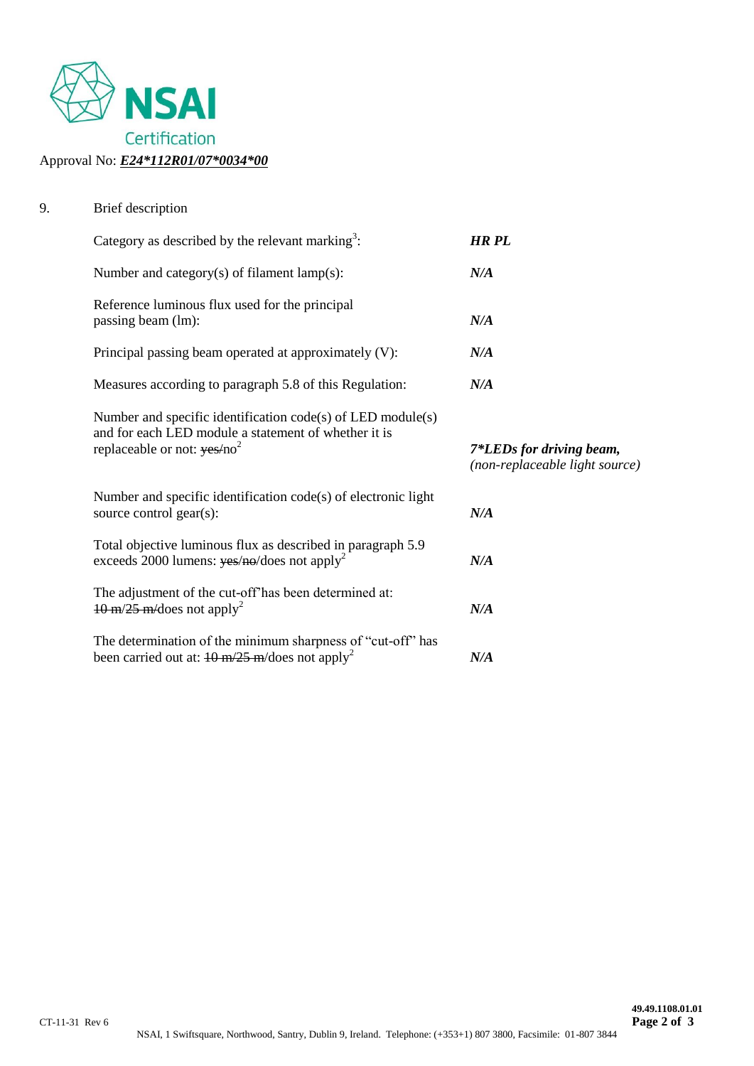Approval No: ***E24*112R01/07*0034*00***

9. Brief description

| | |
|---|---|
| Category as described by the relevant marking[3]: | ***HR PL*** |
| Number and category(s) of filament lamp(s): | ***N/A*** |
| Reference luminous flux used for the principal passing beam (lm): | ***N/A*** |
| Principal passing beam operated at approximately (V): | ***N/A*** |
| Measures according to paragraph 5.8 of this Regulation: | ***N/A*** |
| Number and specific identification code(s) of LED module(s) and for each LED module a statement of whether it is replaceable or not: ~~yes~~/no[2] | ***7*LEDs for driving beam,*** *(non-replaceable light source)* |
| Number and specific identification code(s) of electronic light source control gear(s): | ***N/A*** |
| Total objective luminous flux as described in paragraph 5.9 exceeds 2000 lumens: ~~yes~~/~~no~~/does not apply[2] | ***N/A*** |
| The adjustment of the cut-off has been determined at: ~~10 m~~/~~25 m~~/does not apply[2] | ***N/A*** |
| The determination of the minimum sharpness of "cut-off" has been carried out at: ~~10 m~~/~~25 m~~/does not apply[2] | ***N/A*** |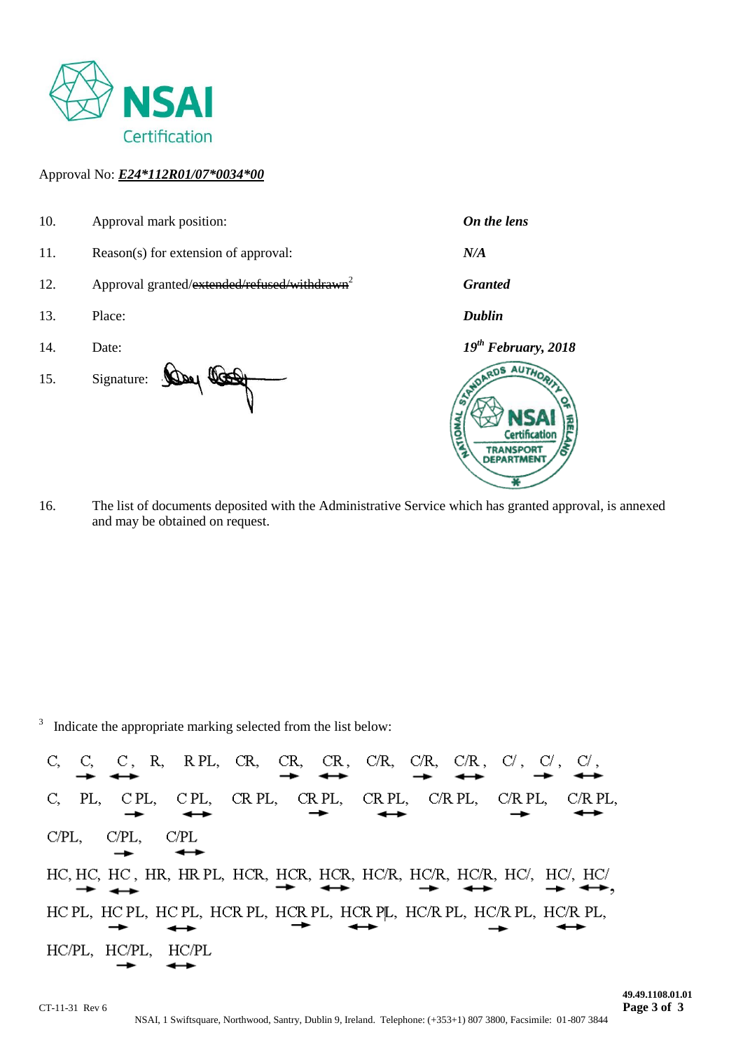NSAI Certification

Approval No: ***E24*112R01/07*0034*00***

| | | |
|---|---|---|
| 10. | Approval mark position: | ***On the lens*** |
| 11. | Reason(s) for extension of approval: | ***N/A*** |
| 12. | Approval granted/~~extended/refused/withdrawn~~[2] | ***Granted*** |
| 13. | Place: | ***Dublin*** |
| 14. | Date: | ***19th February, 2018*** |
| 15. | Signature: | |

NATIONAL STANDARDS AUTHORITY OF IRELAND NSAI Certification TRANSPORT DEPARTMENT

16. The list of documents deposited with the Administrative Service which has granted approval, is annexed and may be obtained on request.

[3] Indicate the appropriate marking selected from the list below:

C, C→, C↔, R, R PL, CR, CR→, CR↔, C/R, C/R→, C/R↔, C/, C/→, C/↔,

C, PL, C PL→, C PL↔, CR PL, CR PL→, CR PL↔, C/R PL, C/R PL→, C/R PL↔,

C/PL, C/PL→, C/PL↔

HC, HC→, HC↔, HR, HR PL, HCR, HCR→, HCR↔, HC/R, HC/R→, HC/R↔, HC/, HC/→, HC/↔,

HC PL, HC PL→, HC PL↔, HCR PL, HCR PL→, HCR PL↔, HC/R PL, HC/R PL→, HC/R PL↔,

HC/PL, HC/PL→, HC/PL↔

CT-11-31 Rev 6

49.49.1108.01.01

NSAI, 1 Swiftsquare, Northwood, Santry, Dublin 9, Ireland. Telephone: (+353+1) 807 3800, Facsimile: 01-807 3844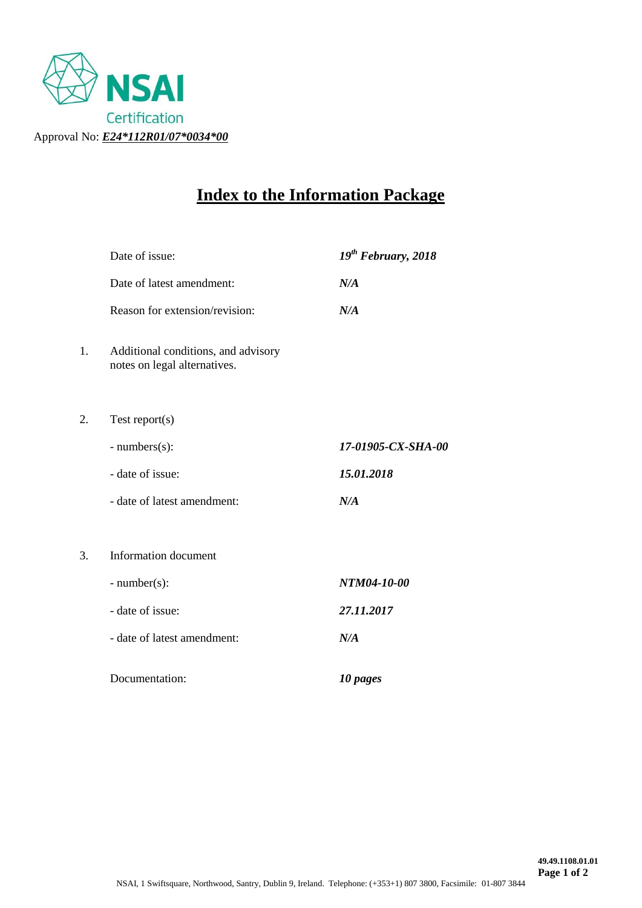NSAI Certification

Approval No: ***E24*112R01/07*0034*00***

# Index to the Information Package

| | | |
|---|---|---|
| | Date of issue: | ***19th February, 2018*** |
| | Date of latest amendment: | ***N/A*** |
| | Reason for extension/revision: | ***N/A*** |
| 1. | Additional conditions, and advisory notes on legal alternatives. | |
| 2. | Test report(s) | |
| | - numbers(s): | ***17-01905-CX-SHA-00*** |
| | - date of issue: | ***15.01.2018*** |
| | - date of latest amendment: | ***N/A*** |
| 3. | Information document | |
| | - number(s): | ***NTM04-10-00*** |
| | - date of issue: | ***27.11.2017*** |
| | - date of latest amendment: | ***N/A*** |
| | Documentation: | ***10 pages*** |

49.49.1108.01.01

NSAI, 1 Swiftsquare, Northwood, Santry, Dublin 9, Ireland. Telephone: (+353+1) 807 3800, Facsimile: 01-807 3844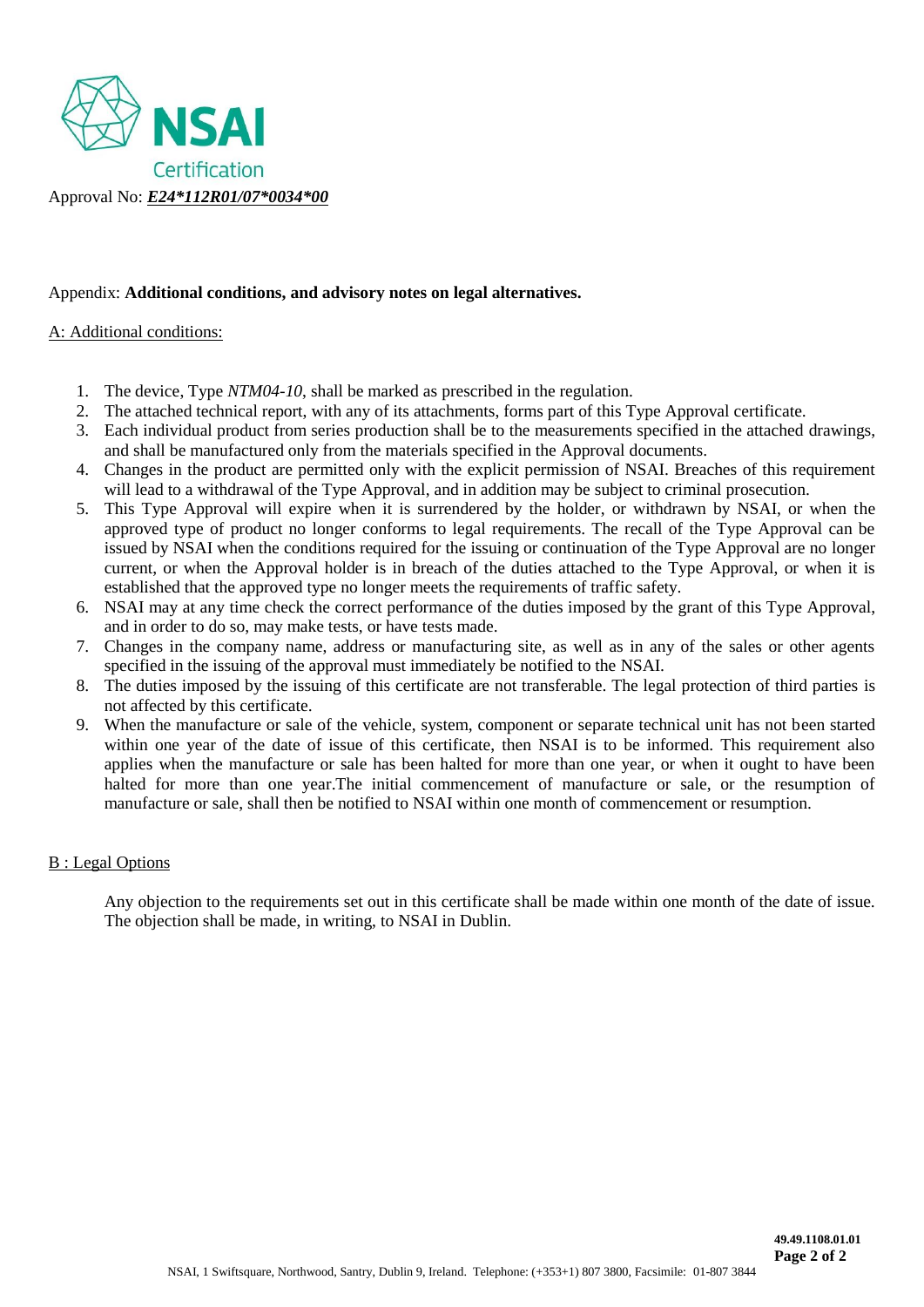NSAI Certification

Approval No: ***E24*112R01/07*0034*00***

Appendix: **Additional conditions, and advisory notes on legal alternatives.**

A: Additional conditions:

1. The device, Type *NTM04-10*, shall be marked as prescribed in the regulation.
2. The attached technical report, with any of its attachments, forms part of this Type Approval certificate.
3. Each individual product from series production shall be to the measurements specified in the attached drawings, and shall be manufactured only from the materials specified in the Approval documents.
4. Changes in the product are permitted only with the explicit permission of NSAI. Breaches of this requirement will lead to a withdrawal of the Type Approval, and in addition may be subject to criminal prosecution.
5. This Type Approval will expire when it is surrendered by the holder, or withdrawn by NSAI, or when the approved type of product no longer conforms to legal requirements. The recall of the Type Approval can be issued by NSAI when the conditions required for the issuing or continuation of the Type Approval are no longer current, or when the Approval holder is in breach of the duties attached to the Type Approval, or when it is established that the approved type no longer meets the requirements of traffic safety.
6. NSAI may at any time check the correct performance of the duties imposed by the grant of this Type Approval, and in order to do so, may make tests, or have tests made.
7. Changes in the company name, address or manufacturing site, as well as in any of the sales or other agents specified in the issuing of the approval must immediately be notified to the NSAI.
8. The duties imposed by the issuing of this certificate are not transferable. The legal protection of third parties is not affected by this certificate.
9. When the manufacture or sale of the vehicle, system, component or separate technical unit has not been started within one year of the date of issue of this certificate, then NSAI is to be informed. This requirement also applies when the manufacture or sale has been halted for more than one year, or when it ought to have been halted for more than one year.The initial commencement of manufacture or sale, or the resumption of manufacture or sale, shall then be notified to NSAI within one month of commencement or resumption.

B : Legal Options

Any objection to the requirements set out in this certificate shall be made within one month of the date of issue. The objection shall be made, in writing, to NSAI in Dublin.

**49.49.1108.01.01**

NSAI, 1 Swiftsquare, Northwood, Santry, Dublin 9, Ireland. Telephone: (+353+1) 807 3800, Facsimile: 01-807 3844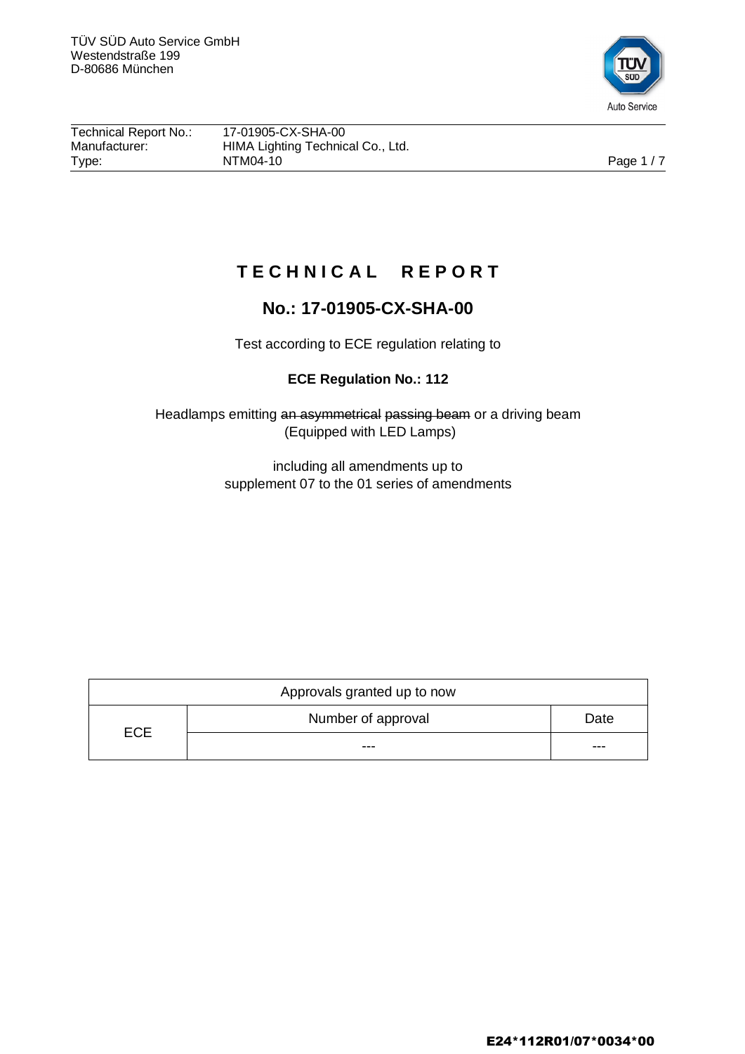TÜV SÜD Auto Service GmbH
Westendstraße 199
D-80686 München

| Technical Report No.: | 17-01905-CX-SHA-00 |
| --- | --- |
| Manufacturer: | HIMA Lighting Technical Co., Ltd. |
| Type: | NTM04-10 |

# T E C H N I C A L   R E P O R T

## No.: 17-01905-CX-SHA-00

Test according to ECE regulation relating to

**ECE Regulation No.: 112**

Headlamps emitting ~~an asymmetrical~~ ~~passing beam~~ or a driving beam
(Equipped with LED Lamps)

including all amendments up to
supplement 07 to the 01 series of amendments

| Approvals granted up to now | | |
| --- | --- | --- |
| ECE | Number of approval | Date |
| | --- | --- |

**E24*112R01/07*0034*00**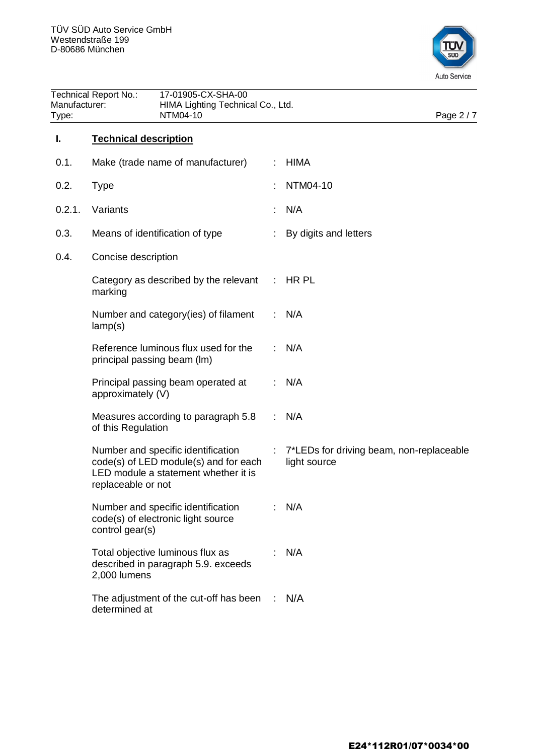## I. Technical description

| | | | |
|---|---|---|---|
| 0.1. | Make (trade name of manufacturer) | : | HIMA |
| 0.2. | Type | : | NTM04-10 |
| 0.2.1. | Variants | : | N/A |
| 0.3. | Means of identification of type | : | By digits and letters |
| 0.4. | Concise description | | |
| | Category as described by the relevant marking | : | HR PL |
| | Number and category(ies) of filament lamp(s) | : | N/A |
| | Reference luminous flux used for the principal passing beam (lm) | : | N/A |
| | Principal passing beam operated at approximately (V) | : | N/A |
| | Measures according to paragraph 5.8 of this Regulation | : | N/A |
| | Number and specific identification code(s) of LED module(s) and for each LED module a statement whether it is replaceable or not | : | 7*LEDs for driving beam, non-replaceable light source |
| | Number and specific identification code(s) of electronic light source control gear(s) | : | N/A |
| | Total objective luminous flux as described in paragraph 5.9. exceeds 2,000 lumens | : | N/A |
| | The adjustment of the cut-off has been determined at | : | N/A |

**E24*112R01/07*0034*00**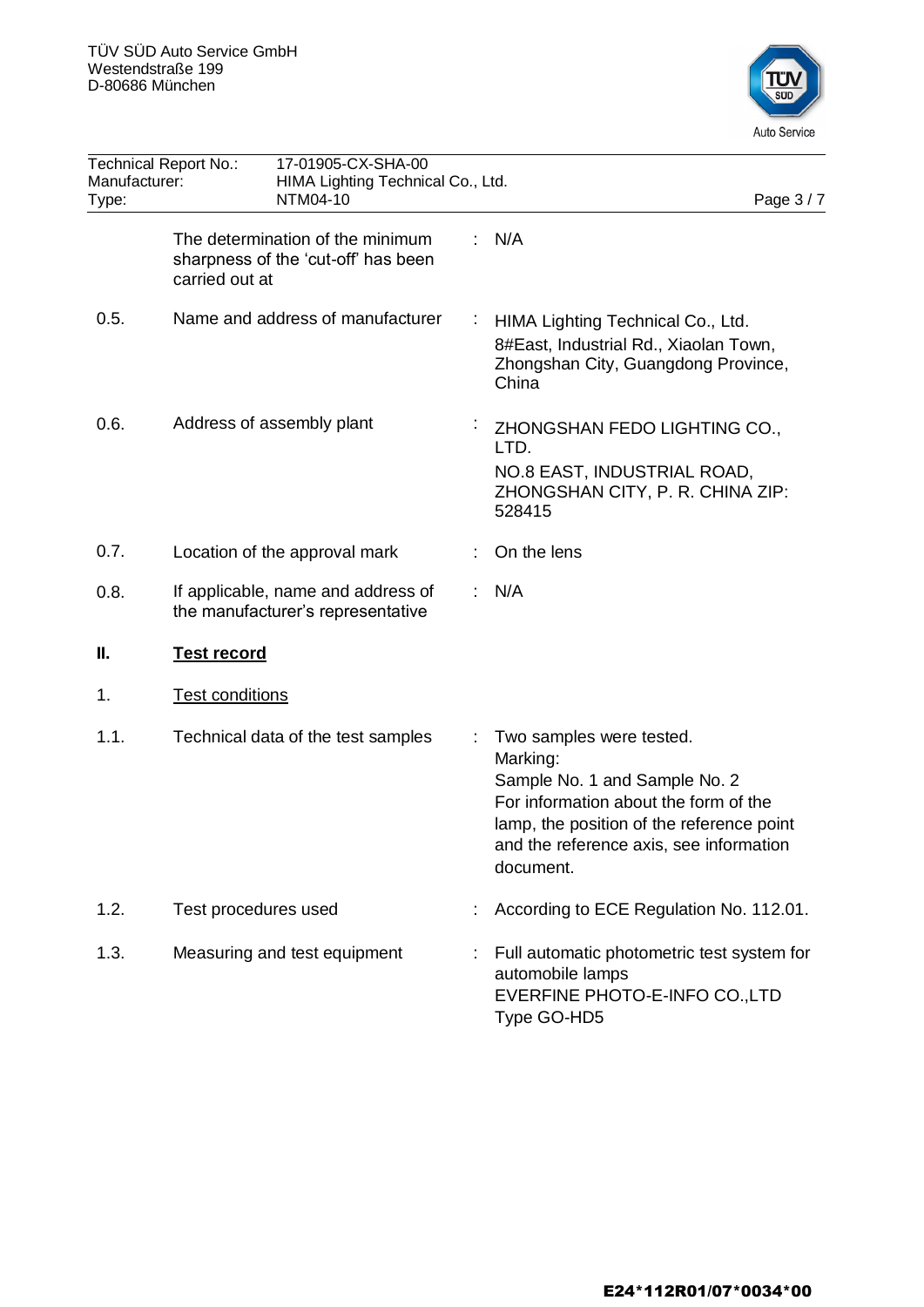| | | | |
|---|---|---|---|
| | The determination of the minimum sharpness of the 'cut-off' has been carried out at | : | N/A |
| 0.5. | Name and address of manufacturer | : | HIMA Lighting Technical Co., Ltd.<br>8#East, Industrial Rd., Xiaolan Town, Zhongshan City, Guangdong Province, China |
| 0.6. | Address of assembly plant | : | ZHONGSHAN FEDO LIGHTING CO., LTD.<br>NO.8 EAST, INDUSTRIAL ROAD, ZHONGSHAN CITY, P. R. CHINA ZIP: 528415 |
| 0.7. | Location of the approval mark | : | On the lens |
| 0.8. | If applicable, name and address of the manufacturer's representative | : | N/A |

## II. Test record

### 1. Test conditions

| | | | |
|---|---|---|---|
| 1.1. | Technical data of the test samples | : | Two samples were tested.<br>Marking:<br>Sample No. 1 and Sample No. 2<br>For information about the form of the lamp, the position of the reference point and the reference axis, see information document. |
| 1.2. | Test procedures used | : | According to ECE Regulation No. 112.01. |
| 1.3. | Measuring and test equipment | : | Full automatic photometric test system for automobile lamps<br>EVERFINE PHOTO-E-INFO CO.,LTD<br>Type GO-HD5 |

**E24*112R01/07*0034*00**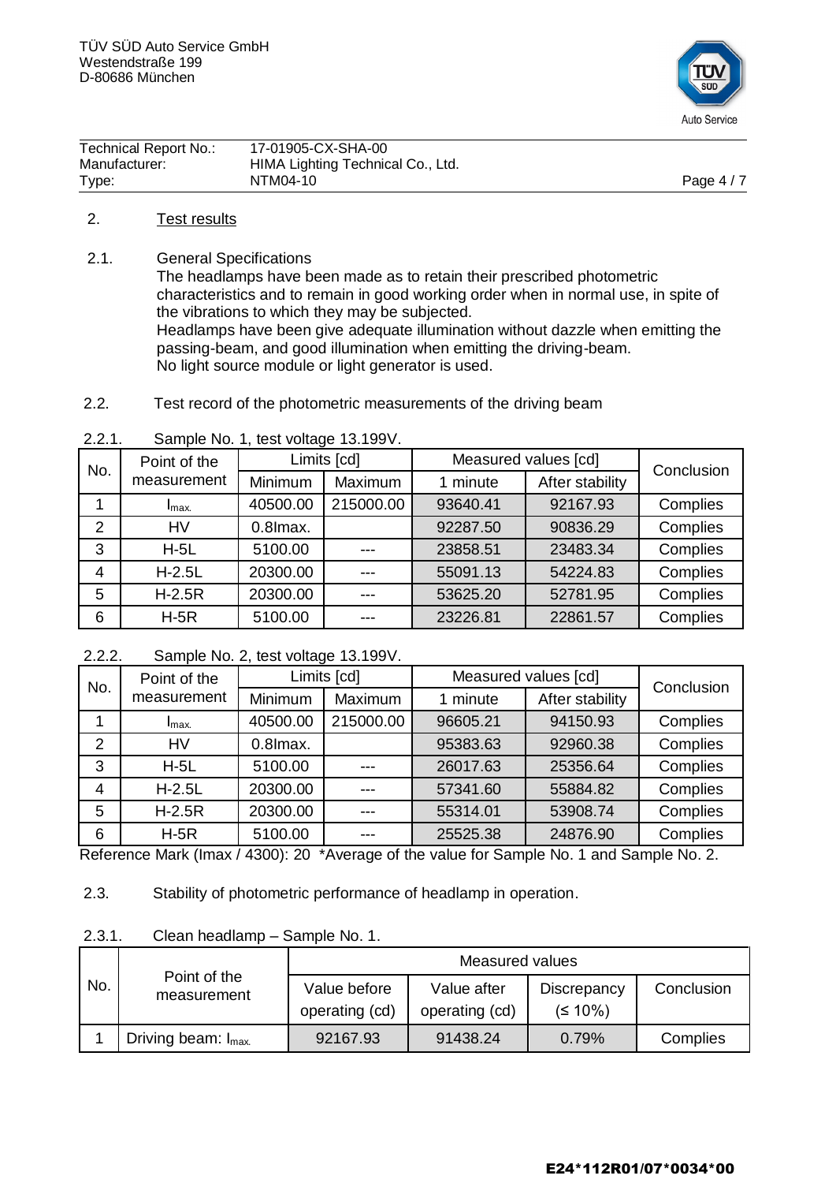## 2. Test results

### 2.1. General Specifications

The headlamps have been made as to retain their prescribed photometric characteristics and to remain in good working order when in normal use, in spite of the vibrations to which they may be subjected.
Headlamps have been give adequate illumination without dazzle when emitting the passing-beam, and good illumination when emitting the driving-beam.
No light source module or light generator is used.

### 2.2. Test record of the photometric measurements of the driving beam

#### 2.2.1. Sample No. 1, test voltage 13.199V.

| No. | Point of the measurement | Limits [cd] | | Measured values [cd] | | Conclusion |
|---|---|---|---|---|---|---|
| | | Minimum | Maximum | 1 minute | After stability | |
| 1 | $I_{max.}$ | 40500.00 | 215000.00 | 93640.41 | 92167.93 | Complies |
| 2 | HV | 0.8Imax. | | 92287.50 | 90836.29 | Complies |
| 3 | H-5L | 5100.00 | --- | 23858.51 | 23483.34 | Complies |
| 4 | H-2.5L | 20300.00 | --- | 55091.13 | 54224.83 | Complies |
| 5 | H-2.5R | 20300.00 | --- | 53625.20 | 52781.95 | Complies |
| 6 | H-5R | 5100.00 | --- | 23226.81 | 22861.57 | Complies |

#### 2.2.2. Sample No. 2, test voltage 13.199V.

| No. | Point of the measurement | Limits [cd] | | Measured values [cd] | | Conclusion |
|---|---|---|---|---|---|---|
| | | Minimum | Maximum | 1 minute | After stability | |
| 1 | $I_{max.}$ | 40500.00 | 215000.00 | 96605.21 | 94150.93 | Complies |
| 2 | HV | 0.8Imax. | | 95383.63 | 92960.38 | Complies |
| 3 | H-5L | 5100.00 | --- | 26017.63 | 25356.64 | Complies |
| 4 | H-2.5L | 20300.00 | --- | 57341.60 | 55884.82 | Complies |
| 5 | H-2.5R | 20300.00 | --- | 55314.01 | 53908.74 | Complies |
| 6 | H-5R | 5100.00 | --- | 25525.38 | 24876.90 | Complies |

Reference Mark (Imax / 4300): 20 *Average of the value for Sample No. 1 and Sample No. 2.

### 2.3. Stability of photometric performance of headlamp in operation.

#### 2.3.1. Clean headlamp – Sample No. 1.

| No. | Point of the measurement | Measured values | | | |
|---|---|---|---|---|---|
| | | Value before operating (cd) | Value after operating (cd) | Discrepancy (≤ 10%) | Conclusion |
| 1 | Driving beam: $I_{max.}$ | 92167.93 | 91438.24 | 0.79% | Complies |

E24*112R01/07*0034*00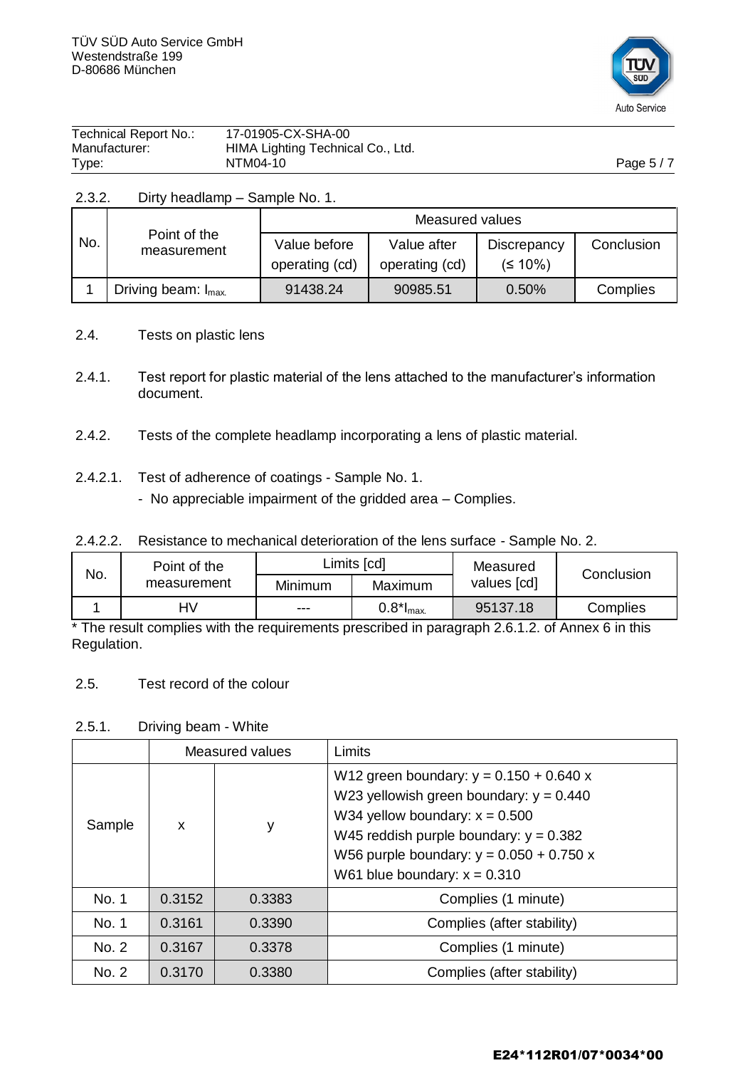2.3.2. Dirty headlamp – Sample No. 1.

| No. | Point of the measurement | Measured values | | | |
|---|---|---|---|---|---|
| | | Value before operating (cd) | Value after operating (cd) | Discrepancy (≤ 10%) | Conclusion |
| 1 | Driving beam: $I_{max.}$ | 91438.24 | 90985.51 | 0.50% | Complies |

2.4. Tests on plastic lens

2.4.1. Test report for plastic material of the lens attached to the manufacturer's information document.

2.4.2. Tests of the complete headlamp incorporating a lens of plastic material.

2.4.2.1. Test of adherence of coatings - Sample No. 1.

- No appreciable impairment of the gridded area – Complies.

2.4.2.2. Resistance to mechanical deterioration of the lens surface - Sample No. 2.

| No. | Point of the measurement | Limits [cd] | | Measured values [cd] | Conclusion |
|---|---|---|---|---|---|
| | | Minimum | Maximum | | |
| 1 | HV | --- | $0.8*I_{max.}$ | 95137.18 | Complies |

* The result complies with the requirements prescribed in paragraph 2.6.1.2. of Annex 6 in this Regulation.

2.5. Test record of the colour

2.5.1. Driving beam - White

| Sample | Measured values | | Limits |
|---|---|---|---|
| | x | y | W12 green boundary: $y = 0.150 + 0.640\ x$<br>W23 yellowish green boundary: $y = 0.440$<br>W34 yellow boundary: $x = 0.500$<br>W45 reddish purple boundary: $y = 0.382$<br>W56 purple boundary: $y = 0.050 + 0.750\ x$<br>W61 blue boundary: $x = 0.310$ |
| No. 1 | 0.3152 | 0.3383 | Complies (1 minute) |
| No. 1 | 0.3161 | 0.3390 | Complies (after stability) |
| No. 2 | 0.3167 | 0.3378 | Complies (1 minute) |
| No. 2 | 0.3170 | 0.3380 | Complies (after stability) |

**E24*112R01/07*0034*00**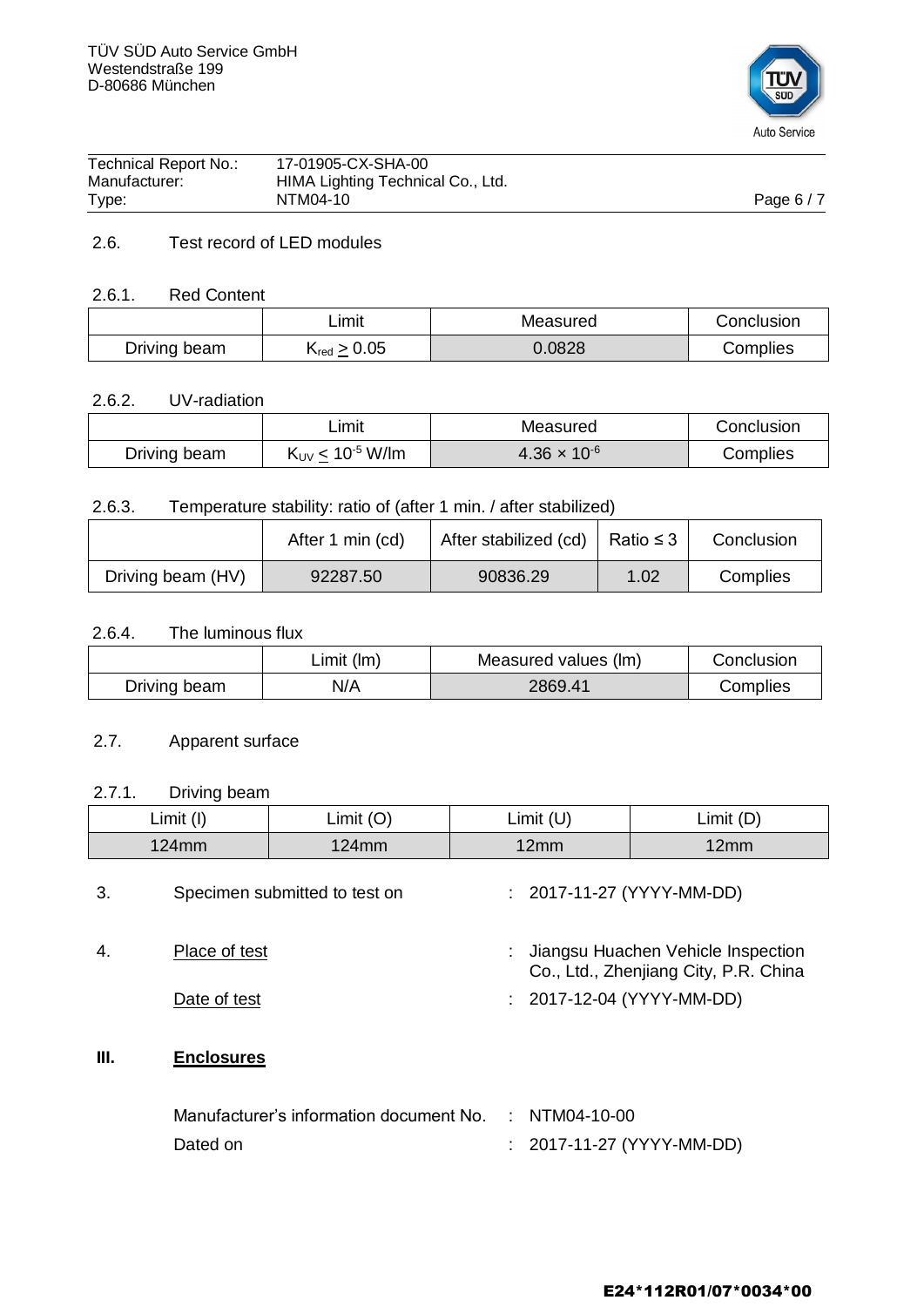## 2.6. Test record of LED modules

### 2.6.1. Red Content

| | Limit | Measured | Conclusion |
|---|---|---|---|
| Driving beam | $K_{red} \geq 0.05$ | 0.0828 | Complies |

### 2.6.2. UV-radiation

| | Limit | Measured | Conclusion |
|---|---|---|---|
| Driving beam | $K_{UV} \leq 10^{-5}$ W/lm | $4.36 \times 10^{-6}$ | Complies |

### 2.6.3. Temperature stability: ratio of (after 1 min. / after stabilized)

| | After 1 min (cd) | After stabilized (cd) | Ratio ≤ 3 | Conclusion |
|---|---|---|---|---|
| Driving beam (HV) | 92287.50 | 90836.29 | 1.02 | Complies |

### 2.6.4. The luminous flux

| | Limit (lm) | Measured values (lm) | Conclusion |
|---|---|---|---|
| Driving beam | N/A | 2869.41 | Complies |

## 2.7. Apparent surface

### 2.7.1. Driving beam

| Limit (I) | Limit (O) | Limit (U) | Limit (D) |
|---|---|---|---|
| 124mm | 124mm | 12mm | 12mm |

3. Specimen submitted to test on : 2017-11-27 (YYYY-MM-DD)

4. Place of test : Jiangsu Huachen Vehicle Inspection Co., Ltd., Zhenjiang City, P.R. China

   Date of test : 2017-12-04 (YYYY-MM-DD)

## III. Enclosures

Manufacturer's information document No. : NTM04-10-00

Dated on : 2017-11-27 (YYYY-MM-DD)

**E24*112R01/07*0034*00**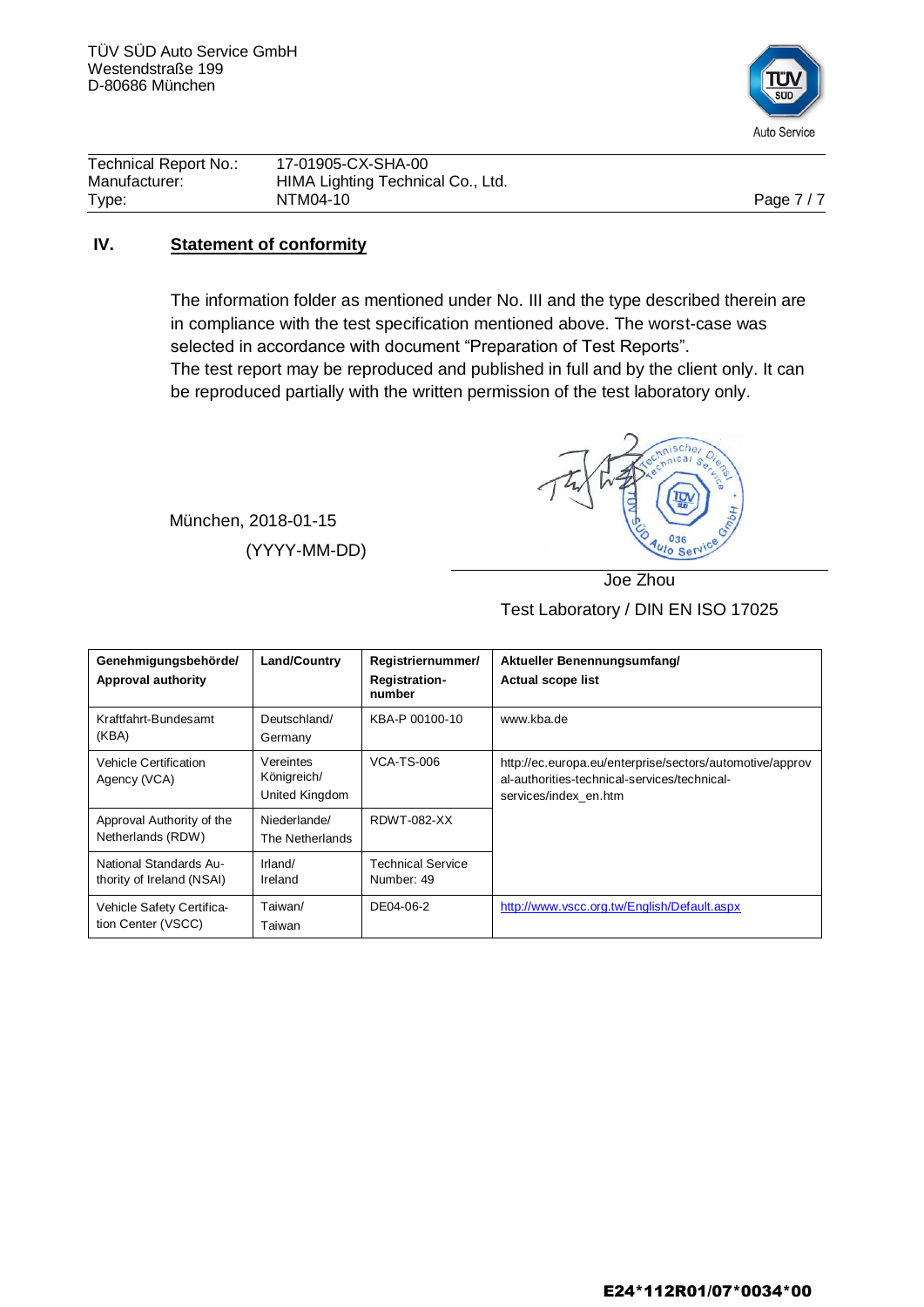TÜV SÜD Auto Service GmbH
Westendstraße 199
D-80686 München

| | |
|---|---|
| Technical Report No.: | 17-01905-CX-SHA-00 |
| Manufacturer: | HIMA Lighting Technical Co., Ltd. |
| Type: | NTM04-10 |

## IV. Statement of conformity

The information folder as mentioned under No. III and the type described therein are in compliance with the test specification mentioned above. The worst-case was selected in accordance with document "Preparation of Test Reports".
The test report may be reproduced and published in full and by the client only. It can be reproduced partially with the written permission of the test laboratory only.

München, 2018-01-15
(YYYY-MM-DD)

Joe Zhou
Test Laboratory / DIN EN ISO 17025

| Genehmigungsbehörde/ Approval authority | Land/Country | Registriernummer/ Registration-number | Aktueller Benennungsumfang/ Actual scope list |
|---|---|---|---|
| Kraftfahrt-Bundesamt (KBA) | Deutschland/ Germany | KBA-P 00100-10 | www.kba.de |
| Vehicle Certification Agency (VCA) | Vereintes Königreich/ United Kingdom | VCA-TS-006 | http://ec.europa.eu/enterprise/sectors/automotive/approval-authorities-technical-services/technical-services/index_en.htm |
| Approval Authority of the Netherlands (RDW) | Niederlande/ The Netherlands | RDWT-082-XX | |
| National Standards Authority of Ireland (NSAI) | Irland/ Ireland | Technical Service Number: 49 | |
| Vehicle Safety Certification Center (VSCC) | Taiwan/ Taiwan | DE04-06-2 | http://www.vscc.org.tw/English/Default.aspx |

**E24*112R01/07*0034*00**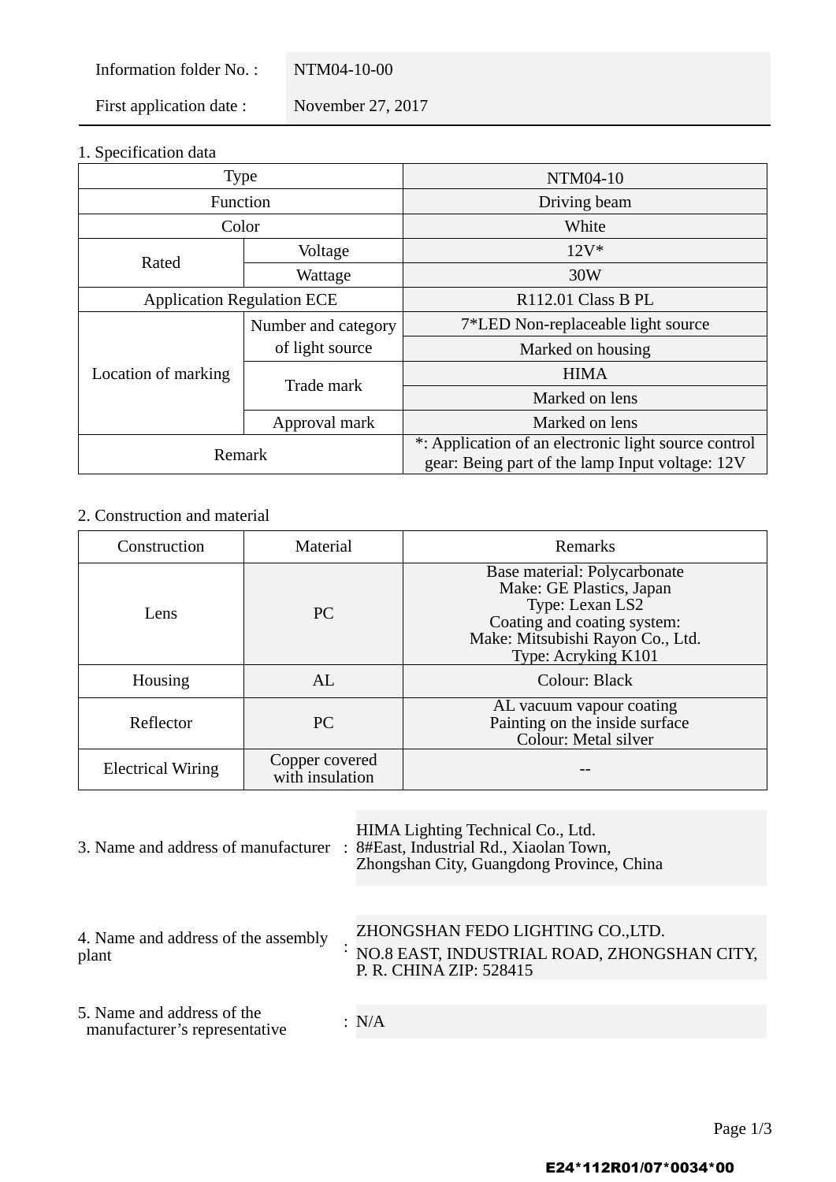| Information folder No. : | NTM04-10-00 |
| --- | --- |
| First application date : | November 27, 2017 |

1. Specification data

| Type | | NTM04-10 |
| --- | --- | --- |
| Function | | Driving beam |
| Color | | White |
| Rated | Voltage | 12V* |
| | Wattage | 30W |
| Application Regulation ECE | | R112.01 Class B PL |
| Location of marking | Number and category of light source | 7*LED Non-replaceable light source |
| | | Marked on housing |
| | Trade mark | HIMA |
| | | Marked on lens |
| | Approval mark | Marked on lens |
| Remark | | *: Application of an electronic light source control gear: Being part of the lamp Input voltage: 12V |

2. Construction and material

| Construction | Material | Remarks |
| --- | --- | --- |
| Lens | PC | Base material: Polycarbonate<br>Make: GE Plastics, Japan<br>Type: Lexan LS2<br>Coating and coating system:<br>Make: Mitsubishi Rayon Co., Ltd.<br>Type: Acryking K101 |
| Housing | AL | Colour: Black |
| Reflector | PC | AL vacuum vapour coating<br>Painting on the inside surface<br>Colour: Metal silver |
| Electrical Wiring | Copper covered with insulation | -- |

3. Name and address of manufacturer : HIMA Lighting Technical Co., Ltd.
8#East, Industrial Rd., Xiaolan Town,
Zhongshan City, Guangdong Province, China

4. Name and address of the assembly plant : ZHONGSHAN FEDO LIGHTING CO.,LTD.
NO.8 EAST, INDUSTRIAL ROAD, ZHONGSHAN CITY, P. R. CHINA ZIP: 528415

5. Name and address of the manufacturer's representative : N/A

E24*112R01/07*0034*00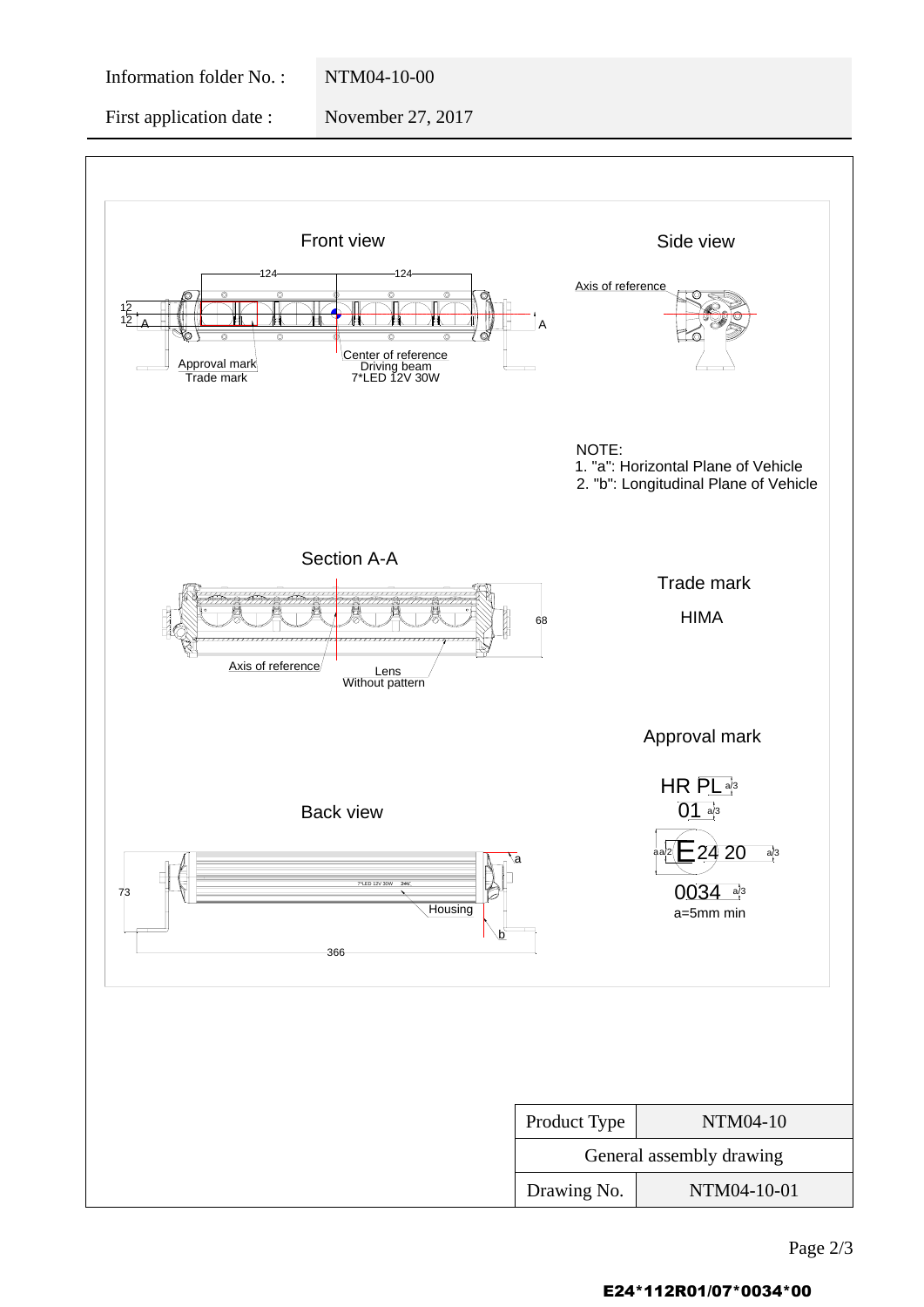| Information folder No. : | NTM04-10-00 |
|---|---|
| First application date : | November 27, 2017 |

Front view

124 124

12
12
A A

Approval mark
Trade mark

Center of reference
Driving beam
7*LED 12V 30W

Side view

Axis of reference

NOTE:
1. "a": Horizontal Plane of Vehicle
2. "b": Longitudinal Plane of Vehicle

Section A-A

68

Axis of reference

Lens
Without pattern

Trade mark

HIMA

Approval mark

HR PL a/3
01 a/3
E 24 20 a/2 a/3
0034 a/3
a=5mm min

Back view

73

a

7*LED 12V 30W

Housing

b

366

| Product Type | NTM04-10 |
|---|---|
| General assembly drawing | |
| Drawing No. | NTM04-10-01 |

E24*112R01/07*0034*00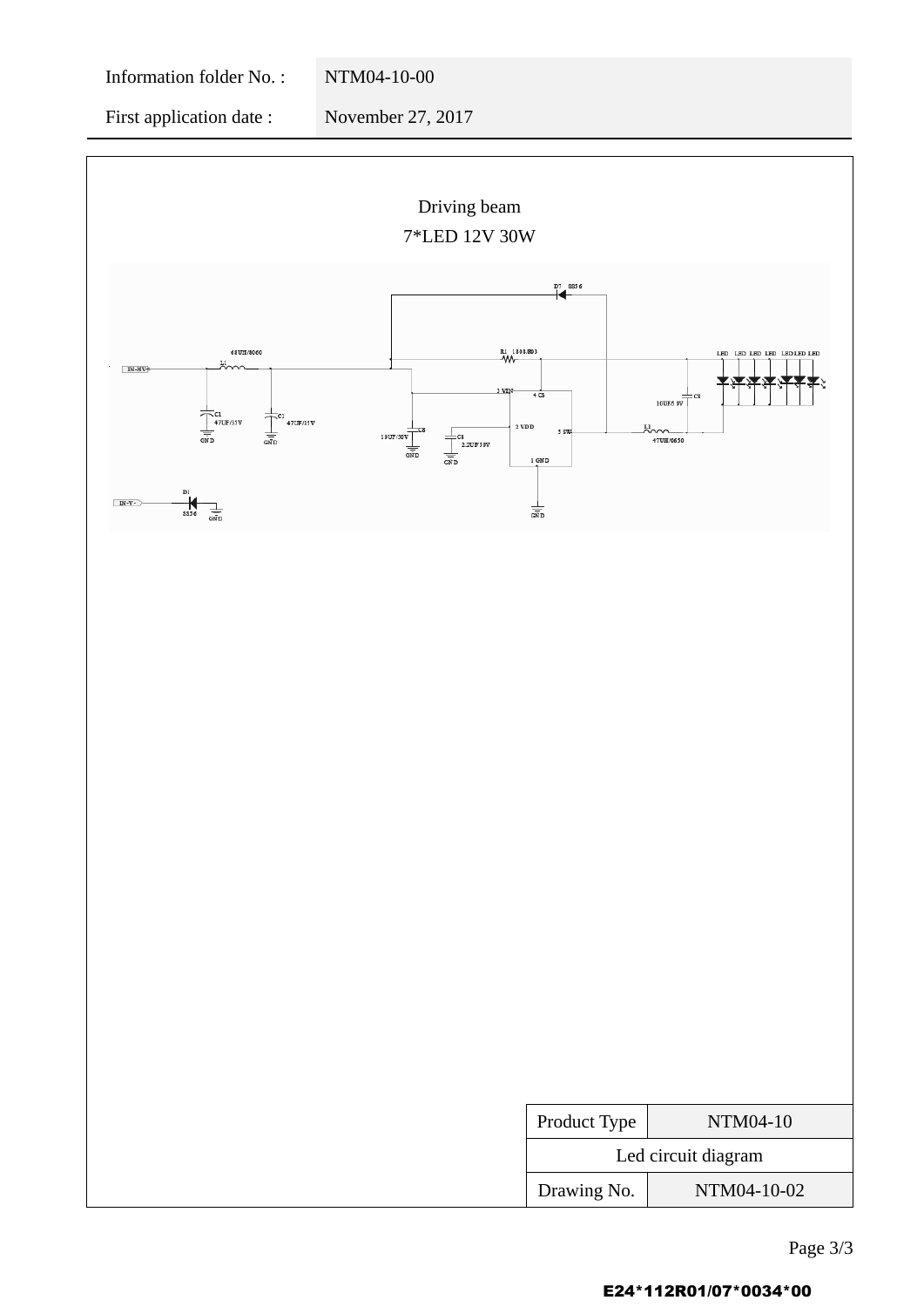| | |
|---|---|
| Information folder No. : | NTM04-10-00 |
| First application date : | November 27, 2017 |

Driving beam

7*LED 12V 30W

D7 SS56

R1 1800.R03

68UH/6060

L1

IN-8V+

C1 47UF/35V GND

C2 47UF/35V GND

3 VIN

4 CS

10UF/50V C6 GND

C8 2.2UF/50V GND

2 VDD

5 SW

1 GND

GND

L3 47UH/6650

10UF/50V C5

LED LED LED LED LED LED LED

D1 SS56

IN-V-

GND

| Product Type | NTM04-10 |
|---|---|
| Led circuit diagram | |
| Drawing No. | NTM04-10-02 |

E24*112R01/07*0034*00